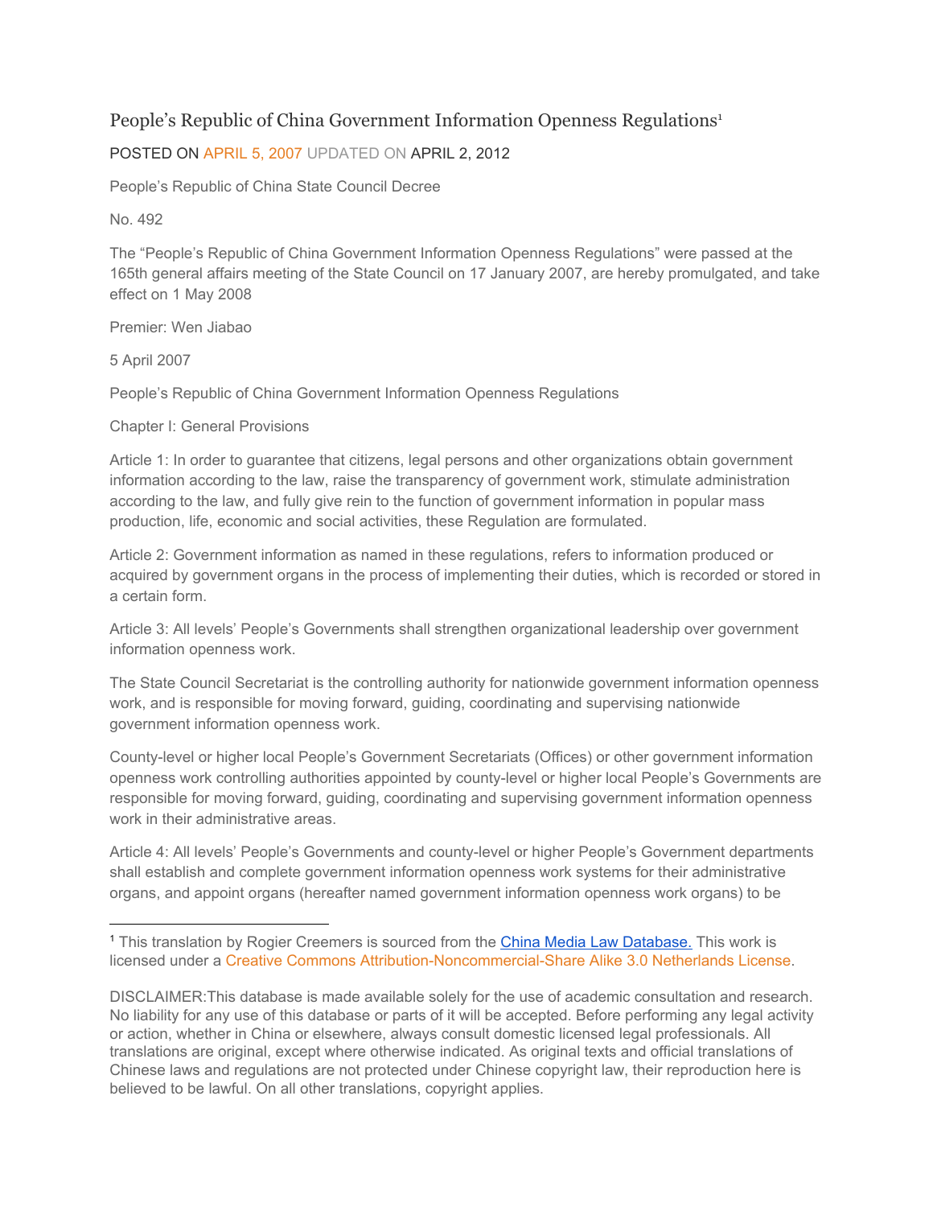# People's Republic of China Government Information Openness Regulations[1]

POSTED ON APRIL 5, 2007 UPDATED ON APRIL 2, 2012

People's Republic of China State Council Decree

No. 492

The "People's Republic of China Government Information Openness Regulations" were passed at the 165th general affairs meeting of the State Council on 17 January 2007, are hereby promulgated, and take effect on 1 May 2008

Premier: Wen Jiabao

5 April 2007

People's Republic of China Government Information Openness Regulations

## Chapter I: General Provisions

Article 1: In order to guarantee that citizens, legal persons and other organizations obtain government information according to the law, raise the transparency of government work, stimulate administration according to the law, and fully give rein to the function of government information in popular mass production, life, economic and social activities, these Regulation are formulated.

Article 2: Government information as named in these regulations, refers to information produced or acquired by government organs in the process of implementing their duties, which is recorded or stored in a certain form.

Article 3: All levels' People's Governments shall strengthen organizational leadership over government information openness work.

The State Council Secretariat is the controlling authority for nationwide government information openness work, and is responsible for moving forward, guiding, coordinating and supervising nationwide government information openness work.

County-level or higher local People's Government Secretariats (Offices) or other government information openness work controlling authorities appointed by county-level or higher local People's Governments are responsible for moving forward, guiding, coordinating and supervising government information openness work in their administrative areas.

Article 4: All levels' People's Governments and county-level or higher People's Government departments shall establish and complete government information openness work systems for their administrative organs, and appoint organs (hereafter named government information openness work organs) to be

---

[1] This translation by Rogier Creemers is sourced from the China Media Law Database. This work is licensed under a Creative Commons Attribution-Noncommercial-Share Alike 3.0 Netherlands License.

DISCLAIMER:This database is made available solely for the use of academic consultation and research. No liability for any use of this database or parts of it will be accepted. Before performing any legal activity or action, whether in China or elsewhere, always consult domestic licensed legal professionals. All translations are original, except where otherwise indicated. As original texts and official translations of Chinese laws and regulations are not protected under Chinese copyright law, their reproduction here is believed to be lawful. On all other translations, copyright applies.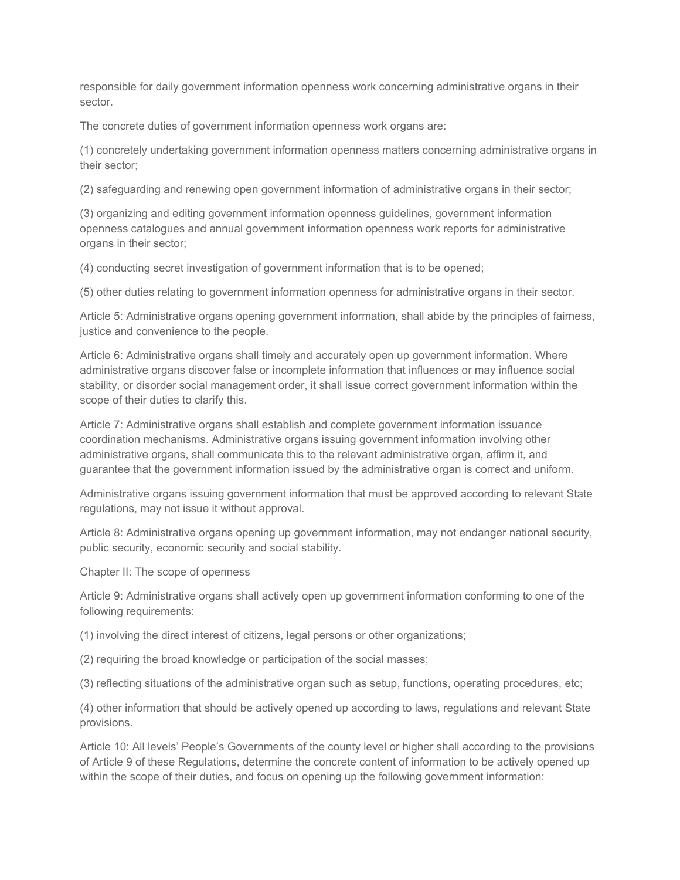responsible for daily government information openness work concerning administrative organs in their sector.

The concrete duties of government information openness work organs are:

(1) concretely undertaking government information openness matters concerning administrative organs in their sector;

(2) safeguarding and renewing open government information of administrative organs in their sector;

(3) organizing and editing government information openness guidelines, government information openness catalogues and annual government information openness work reports for administrative organs in their sector;

(4) conducting secret investigation of government information that is to be opened;

(5) other duties relating to government information openness for administrative organs in their sector.

Article 5: Administrative organs opening government information, shall abide by the principles of fairness, justice and convenience to the people.

Article 6: Administrative organs shall timely and accurately open up government information. Where administrative organs discover false or incomplete information that influences or may influence social stability, or disorder social management order, it shall issue correct government information within the scope of their duties to clarify this.

Article 7: Administrative organs shall establish and complete government information issuance coordination mechanisms. Administrative organs issuing government information involving other administrative organs, shall communicate this to the relevant administrative organ, affirm it, and guarantee that the government information issued by the administrative organ is correct and uniform.

Administrative organs issuing government information that must be approved according to relevant State regulations, may not issue it without approval.

Article 8: Administrative organs opening up government information, may not endanger national security, public security, economic security and social stability.

Chapter II: The scope of openness

Article 9: Administrative organs shall actively open up government information conforming to one of the following requirements:

(1) involving the direct interest of citizens, legal persons or other organizations;

(2) requiring the broad knowledge or participation of the social masses;

(3) reflecting situations of the administrative organ such as setup, functions, operating procedures, etc;

(4) other information that should be actively opened up according to laws, regulations and relevant State provisions.

Article 10: All levels' People's Governments of the county level or higher shall according to the provisions of Article 9 of these Regulations, determine the concrete content of information to be actively opened up within the scope of their duties, and focus on opening up the following government information: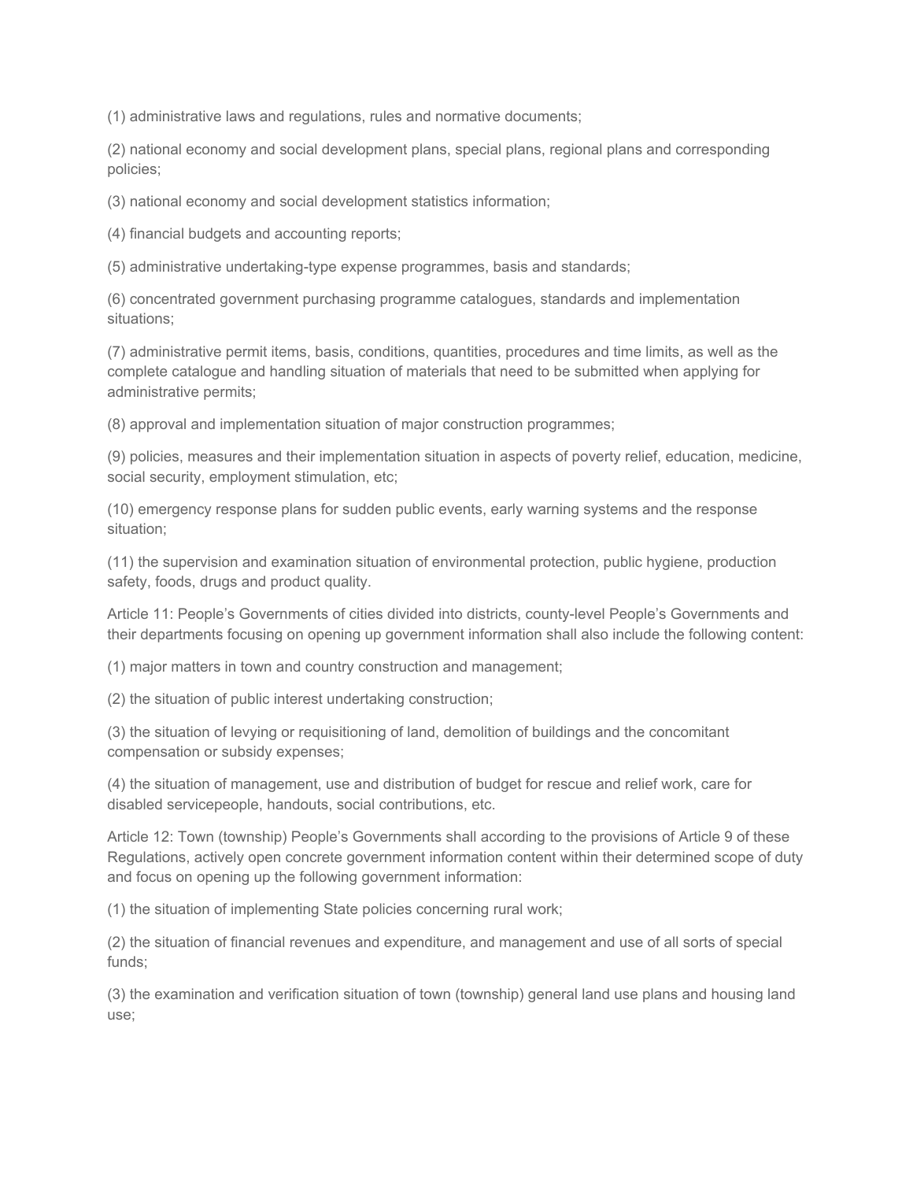(1) administrative laws and regulations, rules and normative documents;

(2) national economy and social development plans, special plans, regional plans and corresponding policies;

(3) national economy and social development statistics information;

(4) financial budgets and accounting reports;

(5) administrative undertaking-type expense programmes, basis and standards;

(6) concentrated government purchasing programme catalogues, standards and implementation situations;

(7) administrative permit items, basis, conditions, quantities, procedures and time limits, as well as the complete catalogue and handling situation of materials that need to be submitted when applying for administrative permits;

(8) approval and implementation situation of major construction programmes;

(9) policies, measures and their implementation situation in aspects of poverty relief, education, medicine, social security, employment stimulation, etc;

(10) emergency response plans for sudden public events, early warning systems and the response situation;

(11) the supervision and examination situation of environmental protection, public hygiene, production safety, foods, drugs and product quality.

Article 11: People's Governments of cities divided into districts, county-level People's Governments and their departments focusing on opening up government information shall also include the following content:

(1) major matters in town and country construction and management;

(2) the situation of public interest undertaking construction;

(3) the situation of levying or requisitioning of land, demolition of buildings and the concomitant compensation or subsidy expenses;

(4) the situation of management, use and distribution of budget for rescue and relief work, care for disabled servicepeople, handouts, social contributions, etc.

Article 12: Town (township) People's Governments shall according to the provisions of Article 9 of these Regulations, actively open concrete government information content within their determined scope of duty and focus on opening up the following government information:

(1) the situation of implementing State policies concerning rural work;

(2) the situation of financial revenues and expenditure, and management and use of all sorts of special funds;

(3) the examination and verification situation of town (township) general land use plans and housing land use;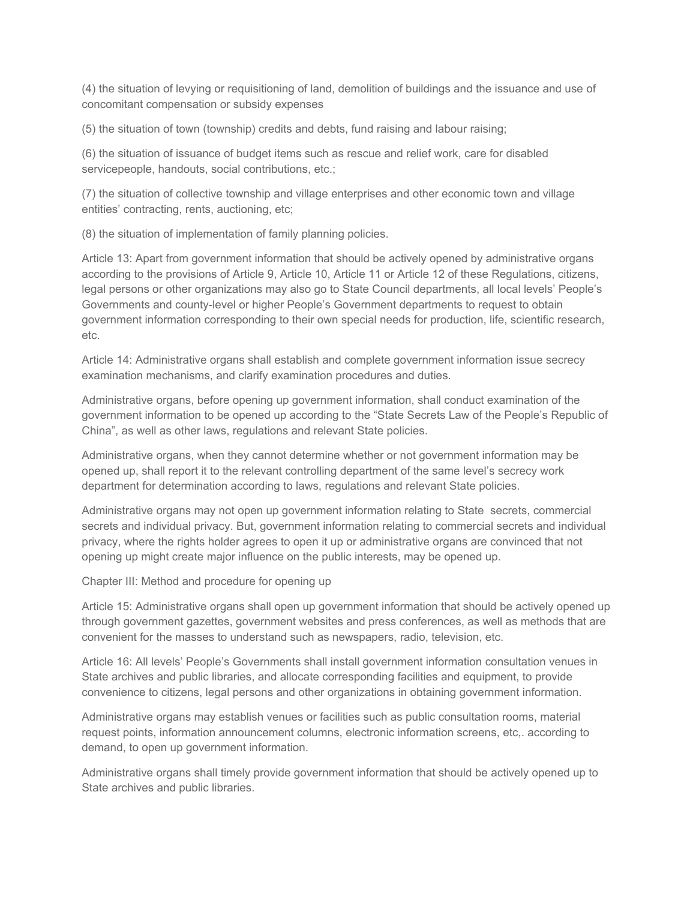(4) the situation of levying or requisitioning of land, demolition of buildings and the issuance and use of concomitant compensation or subsidy expenses

(5) the situation of town (township) credits and debts, fund raising and labour raising;

(6) the situation of issuance of budget items such as rescue and relief work, care for disabled servicepeople, handouts, social contributions, etc.;

(7) the situation of collective township and village enterprises and other economic town and village entities' contracting, rents, auctioning, etc;

(8) the situation of implementation of family planning policies.

Article 13: Apart from government information that should be actively opened by administrative organs according to the provisions of Article 9, Article 10, Article 11 or Article 12 of these Regulations, citizens, legal persons or other organizations may also go to State Council departments, all local levels' People's Governments and county-level or higher People's Government departments to request to obtain government information corresponding to their own special needs for production, life, scientific research, etc.

Article 14: Administrative organs shall establish and complete government information issue secrecy examination mechanisms, and clarify examination procedures and duties.

Administrative organs, before opening up government information, shall conduct examination of the government information to be opened up according to the "State Secrets Law of the People's Republic of China", as well as other laws, regulations and relevant State policies.

Administrative organs, when they cannot determine whether or not government information may be opened up, shall report it to the relevant controlling department of the same level's secrecy work department for determination according to laws, regulations and relevant State policies.

Administrative organs may not open up government information relating to State secrets, commercial secrets and individual privacy. But, government information relating to commercial secrets and individual privacy, where the rights holder agrees to open it up or administrative organs are convinced that not opening up might create major influence on the public interests, may be opened up.

Chapter III: Method and procedure for opening up

Article 15: Administrative organs shall open up government information that should be actively opened up through government gazettes, government websites and press conferences, as well as methods that are convenient for the masses to understand such as newspapers, radio, television, etc.

Article 16: All levels' People's Governments shall install government information consultation venues in State archives and public libraries, and allocate corresponding facilities and equipment, to provide convenience to citizens, legal persons and other organizations in obtaining government information.

Administrative organs may establish venues or facilities such as public consultation rooms, material request points, information announcement columns, electronic information screens, etc,. according to demand, to open up government information.

Administrative organs shall timely provide government information that should be actively opened up to State archives and public libraries.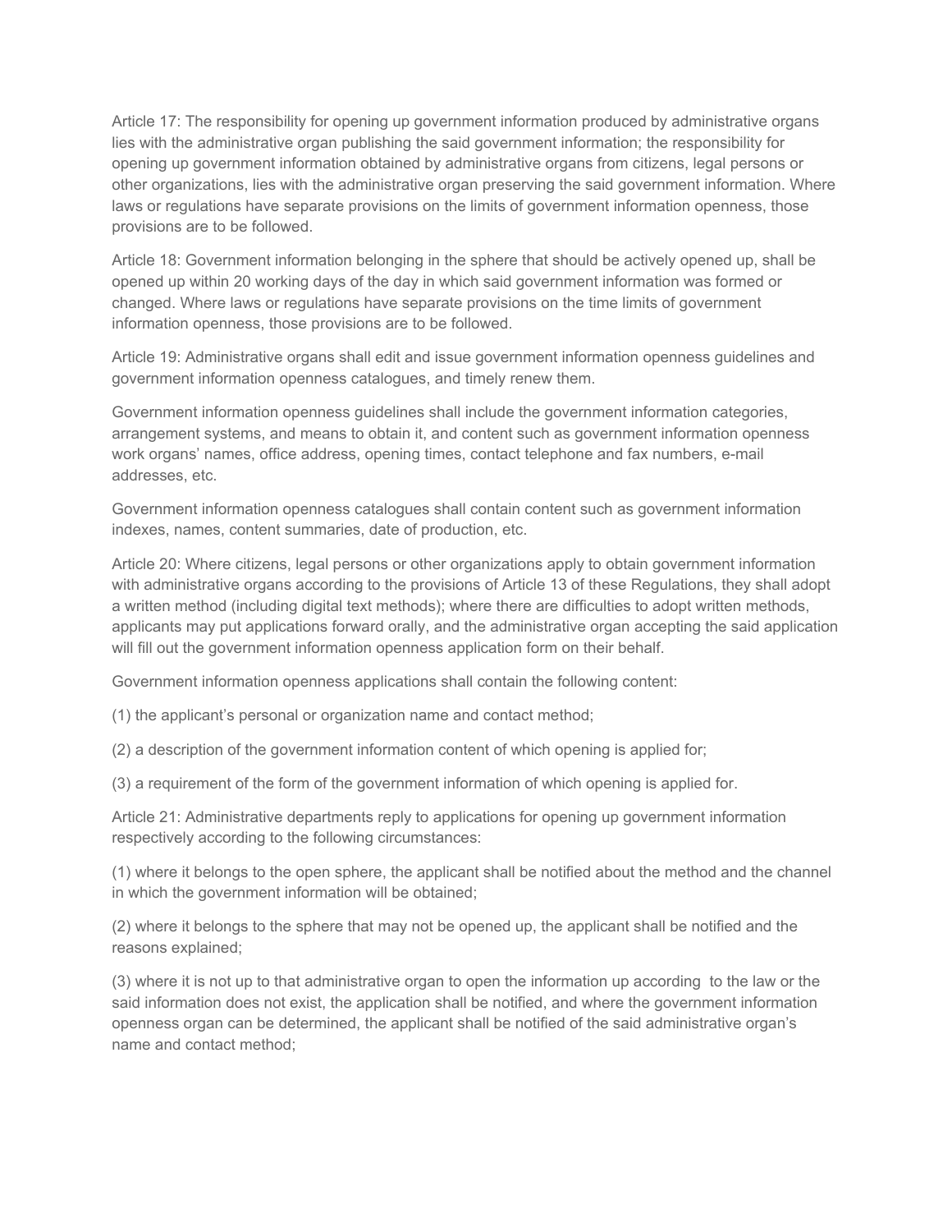Article 17: The responsibility for opening up government information produced by administrative organs lies with the administrative organ publishing the said government information; the responsibility for opening up government information obtained by administrative organs from citizens, legal persons or other organizations, lies with the administrative organ preserving the said government information. Where laws or regulations have separate provisions on the limits of government information openness, those provisions are to be followed.

Article 18: Government information belonging in the sphere that should be actively opened up, shall be opened up within 20 working days of the day in which said government information was formed or changed. Where laws or regulations have separate provisions on the time limits of government information openness, those provisions are to be followed.

Article 19: Administrative organs shall edit and issue government information openness guidelines and government information openness catalogues, and timely renew them.

Government information openness guidelines shall include the government information categories, arrangement systems, and means to obtain it, and content such as government information openness work organs' names, office address, opening times, contact telephone and fax numbers, e-mail addresses, etc.

Government information openness catalogues shall contain content such as government information indexes, names, content summaries, date of production, etc.

Article 20: Where citizens, legal persons or other organizations apply to obtain government information with administrative organs according to the provisions of Article 13 of these Regulations, they shall adopt a written method (including digital text methods); where there are difficulties to adopt written methods, applicants may put applications forward orally, and the administrative organ accepting the said application will fill out the government information openness application form on their behalf.

Government information openness applications shall contain the following content:

(1) the applicant's personal or organization name and contact method;

(2) a description of the government information content of which opening is applied for;

(3) a requirement of the form of the government information of which opening is applied for.

Article 21: Administrative departments reply to applications for opening up government information respectively according to the following circumstances:

(1) where it belongs to the open sphere, the applicant shall be notified about the method and the channel in which the government information will be obtained;

(2) where it belongs to the sphere that may not be opened up, the applicant shall be notified and the reasons explained;

(3) where it is not up to that administrative organ to open the information up according to the law or the said information does not exist, the application shall be notified, and where the government information openness organ can be determined, the applicant shall be notified of the said administrative organ's name and contact method;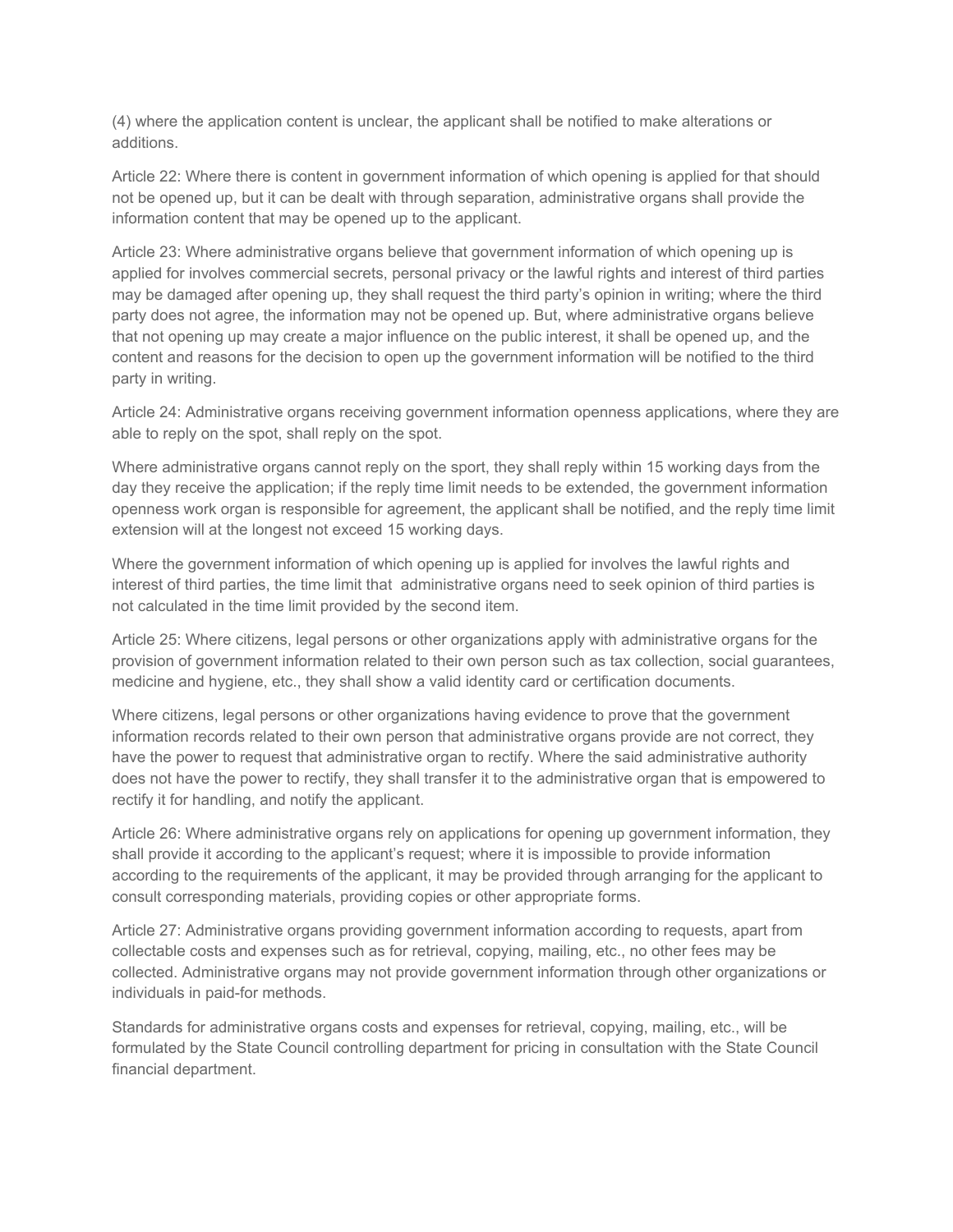(4) where the application content is unclear, the applicant shall be notified to make alterations or additions.

Article 22: Where there is content in government information of which opening is applied for that should not be opened up, but it can be dealt with through separation, administrative organs shall provide the information content that may be opened up to the applicant.

Article 23: Where administrative organs believe that government information of which opening up is applied for involves commercial secrets, personal privacy or the lawful rights and interest of third parties may be damaged after opening up, they shall request the third party's opinion in writing; where the third party does not agree, the information may not be opened up. But, where administrative organs believe that not opening up may create a major influence on the public interest, it shall be opened up, and the content and reasons for the decision to open up the government information will be notified to the third party in writing.

Article 24: Administrative organs receiving government information openness applications, where they are able to reply on the spot, shall reply on the spot.

Where administrative organs cannot reply on the sport, they shall reply within 15 working days from the day they receive the application; if the reply time limit needs to be extended, the government information openness work organ is responsible for agreement, the applicant shall be notified, and the reply time limit extension will at the longest not exceed 15 working days.

Where the government information of which opening up is applied for involves the lawful rights and interest of third parties, the time limit that administrative organs need to seek opinion of third parties is not calculated in the time limit provided by the second item.

Article 25: Where citizens, legal persons or other organizations apply with administrative organs for the provision of government information related to their own person such as tax collection, social guarantees, medicine and hygiene, etc., they shall show a valid identity card or certification documents.

Where citizens, legal persons or other organizations having evidence to prove that the government information records related to their own person that administrative organs provide are not correct, they have the power to request that administrative organ to rectify. Where the said administrative authority does not have the power to rectify, they shall transfer it to the administrative organ that is empowered to rectify it for handling, and notify the applicant.

Article 26: Where administrative organs rely on applications for opening up government information, they shall provide it according to the applicant's request; where it is impossible to provide information according to the requirements of the applicant, it may be provided through arranging for the applicant to consult corresponding materials, providing copies or other appropriate forms.

Article 27: Administrative organs providing government information according to requests, apart from collectable costs and expenses such as for retrieval, copying, mailing, etc., no other fees may be collected. Administrative organs may not provide government information through other organizations or individuals in paid-for methods.

Standards for administrative organs costs and expenses for retrieval, copying, mailing, etc., will be formulated by the State Council controlling department for pricing in consultation with the State Council financial department.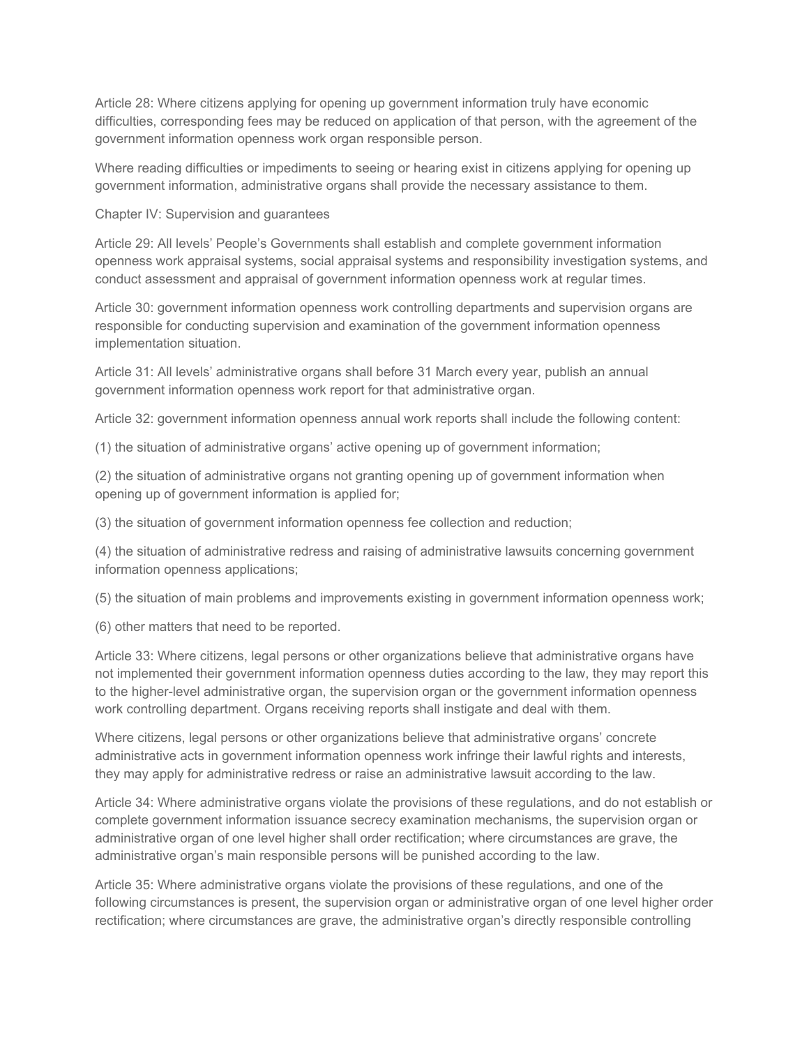Article 28: Where citizens applying for opening up government information truly have economic difficulties, corresponding fees may be reduced on application of that person, with the agreement of the government information openness work organ responsible person.

Where reading difficulties or impediments to seeing or hearing exist in citizens applying for opening up government information, administrative organs shall provide the necessary assistance to them.

## Chapter IV: Supervision and guarantees

Article 29: All levels' People's Governments shall establish and complete government information openness work appraisal systems, social appraisal systems and responsibility investigation systems, and conduct assessment and appraisal of government information openness work at regular times.

Article 30: government information openness work controlling departments and supervision organs are responsible for conducting supervision and examination of the government information openness implementation situation.

Article 31: All levels' administrative organs shall before 31 March every year, publish an annual government information openness work report for that administrative organ.

Article 32: government information openness annual work reports shall include the following content:

(1) the situation of administrative organs' active opening up of government information;

(2) the situation of administrative organs not granting opening up of government information when opening up of government information is applied for;

(3) the situation of government information openness fee collection and reduction;

(4) the situation of administrative redress and raising of administrative lawsuits concerning government information openness applications;

(5) the situation of main problems and improvements existing in government information openness work;

(6) other matters that need to be reported.

Article 33: Where citizens, legal persons or other organizations believe that administrative organs have not implemented their government information openness duties according to the law, they may report this to the higher-level administrative organ, the supervision organ or the government information openness work controlling department. Organs receiving reports shall instigate and deal with them.

Where citizens, legal persons or other organizations believe that administrative organs' concrete administrative acts in government information openness work infringe their lawful rights and interests, they may apply for administrative redress or raise an administrative lawsuit according to the law.

Article 34: Where administrative organs violate the provisions of these regulations, and do not establish or complete government information issuance secrecy examination mechanisms, the supervision organ or administrative organ of one level higher shall order rectification; where circumstances are grave, the administrative organ's main responsible persons will be punished according to the law.

Article 35: Where administrative organs violate the provisions of these regulations, and one of the following circumstances is present, the supervision organ or administrative organ of one level higher order rectification; where circumstances are grave, the administrative organ's directly responsible controlling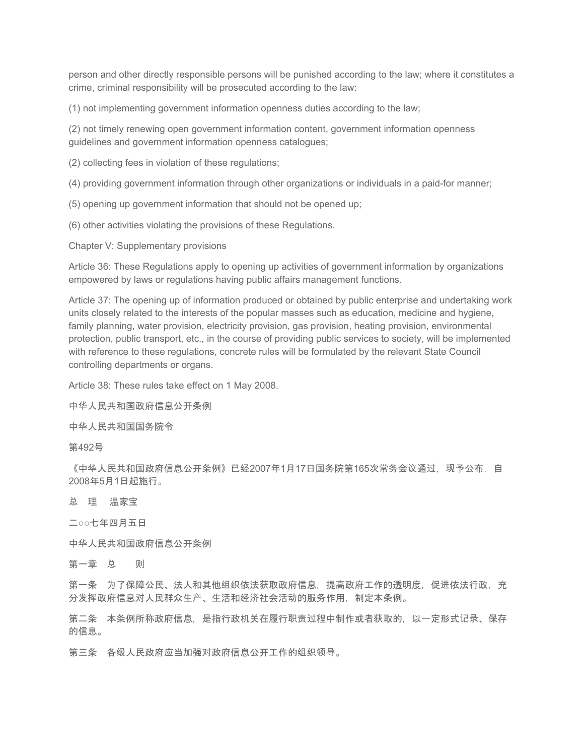person and other directly responsible persons will be punished according to the law; where it constitutes a crime, criminal responsibility will be prosecuted according to the law:

(1) not implementing government information openness duties according to the law;

(2) not timely renewing open government information content, government information openness guidelines and government information openness catalogues;

(2) collecting fees in violation of these regulations;

(4) providing government information through other organizations or individuals in a paid-for manner;

(5) opening up government information that should not be opened up;

(6) other activities violating the provisions of these Regulations.

Chapter V: Supplementary provisions

Article 36: These Regulations apply to opening up activities of government information by organizations empowered by laws or regulations having public affairs management functions.

Article 37: The opening up of information produced or obtained by public enterprise and undertaking work units closely related to the interests of the popular masses such as education, medicine and hygiene, family planning, water provision, electricity provision, gas provision, heating provision, environmental protection, public transport, etc., in the course of providing public services to society, will be implemented with reference to these regulations, concrete rules will be formulated by the relevant State Council controlling departments or organs.

Article 38: These rules take effect on 1 May 2008.

中华人民共和国政府信息公开条例

中华人民共和国国务院令

第492号

《中华人民共和国政府信息公开条例》已经2007年1月17日国务院第165次常务会议通过，现予公布，自2008年5月1日起施行。

总　理　温家宝

二○○七年四月五日

中华人民共和国政府信息公开条例

第一章　总　　则

第一条　为了保障公民、法人和其他组织依法获取政府信息，提高政府工作的透明度，促进依法行政，充分发挥政府信息对人民群众生产、生活和经济社会活动的服务作用，制定本条例。

第二条　本条例所称政府信息，是指行政机关在履行职责过程中制作或者获取的，以一定形式记录、保存的信息。

第三条　各级人民政府应当加强对政府信息公开工作的组织领导。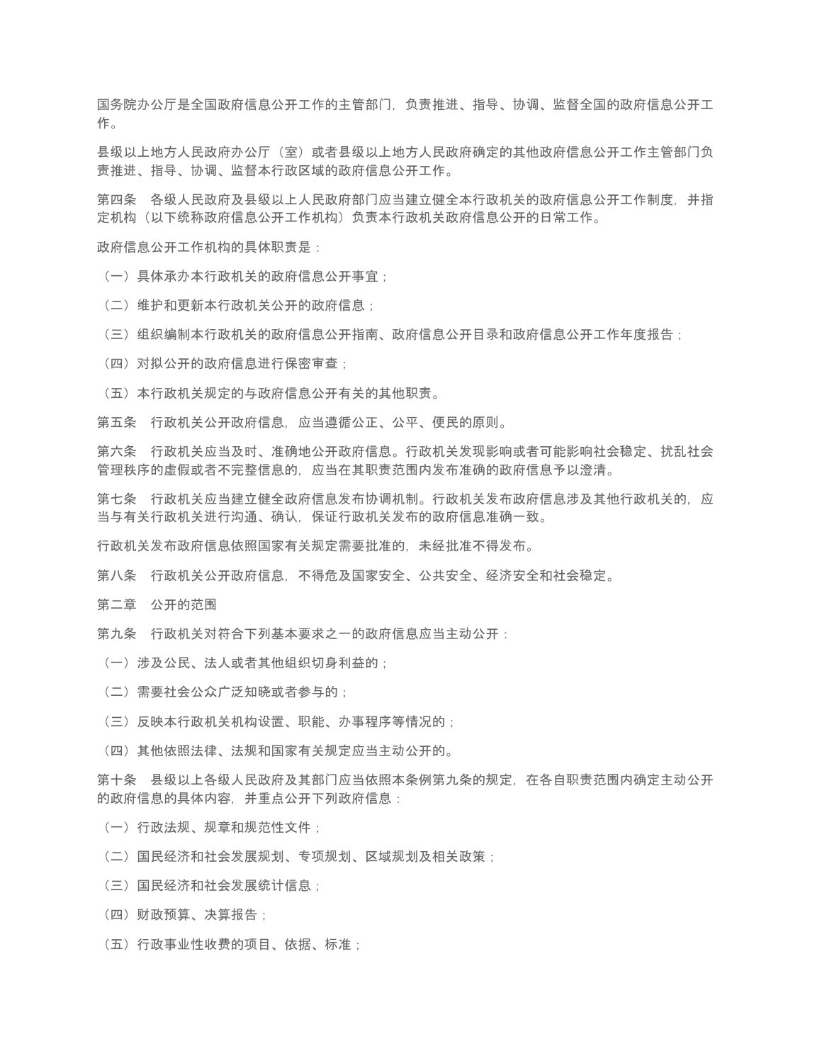国务院办公厅是全国政府信息公开工作的主管部门，负责推进、指导、协调、监督全国的政府信息公开工作。

县级以上地方人民政府办公厅（室）或者县级以上地方人民政府确定的其他政府信息公开工作主管部门负责推进、指导、协调、监督本行政区域的政府信息公开工作。

第四条　各级人民政府及县级以上人民政府部门应当建立健全本行政机关的政府信息公开工作制度，并指定机构（以下统称政府信息公开工作机构）负责本行政机关政府信息公开的日常工作。

政府信息公开工作机构的具体职责是：

（一）具体承办本行政机关的政府信息公开事宜；

（二）维护和更新本行政机关公开的政府信息；

（三）组织编制本行政机关的政府信息公开指南、政府信息公开目录和政府信息公开工作年度报告；

（四）对拟公开的政府信息进行保密审查；

（五）本行政机关规定的与政府信息公开有关的其他职责。

第五条　行政机关公开政府信息，应当遵循公正、公平、便民的原则。

第六条　行政机关应当及时、准确地公开政府信息。行政机关发现影响或者可能影响社会稳定、扰乱社会管理秩序的虚假或者不完整信息的，应当在其职责范围内发布准确的政府信息予以澄清。

第七条　行政机关应当建立健全政府信息发布协调机制。行政机关发布政府信息涉及其他行政机关的，应当与有关行政机关进行沟通、确认，保证行政机关发布的政府信息准确一致。

行政机关发布政府信息依照国家有关规定需要批准的，未经批准不得发布。

第八条　行政机关公开政府信息，不得危及国家安全、公共安全、经济安全和社会稳定。

## 第二章　公开的范围

第九条　行政机关对符合下列基本要求之一的政府信息应当主动公开：

（一）涉及公民、法人或者其他组织切身利益的；

（二）需要社会公众广泛知晓或者参与的；

（三）反映本行政机关机构设置、职能、办事程序等情况的；

（四）其他依照法律、法规和国家有关规定应当主动公开的。

第十条　县级以上各级人民政府及其部门应当依照本条例第九条的规定，在各自职责范围内确定主动公开的政府信息的具体内容，并重点公开下列政府信息：

（一）行政法规、规章和规范性文件；

（二）国民经济和社会发展规划、专项规划、区域规划及相关政策；

（三）国民经济和社会发展统计信息；

（四）财政预算、决算报告；

（五）行政事业性收费的项目、依据、标准；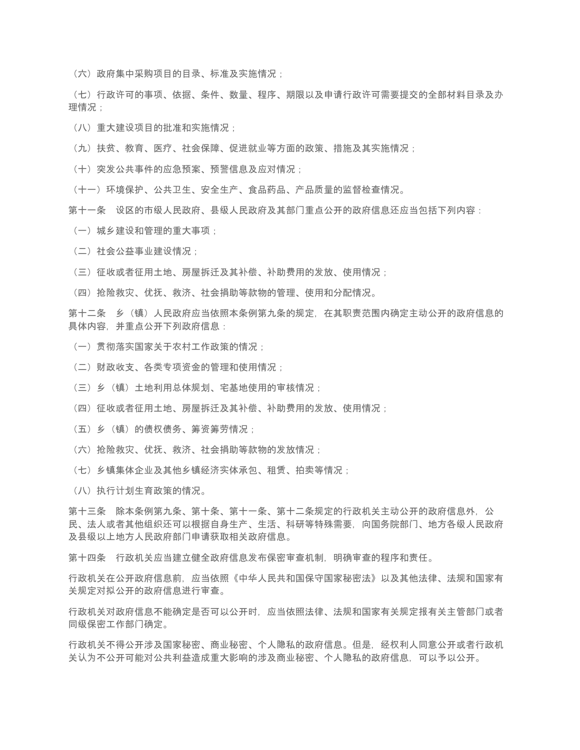（六）政府集中采购项目的目录、标准及实施情况；

（七）行政许可的事项、依据、条件、数量、程序、期限以及申请行政许可需要提交的全部材料目录及办理情况；

（八）重大建设项目的批准和实施情况；

（九）扶贫、教育、医疗、社会保障、促进就业等方面的政策、措施及其实施情况；

（十）突发公共事件的应急预案、预警信息及应对情况；

（十一）环境保护、公共卫生、安全生产、食品药品、产品质量的监督检查情况。

第十一条　设区的市级人民政府、县级人民政府及其部门重点公开的政府信息还应当包括下列内容：

（一）城乡建设和管理的重大事项；

（二）社会公益事业建设情况；

（三）征收或者征用土地、房屋拆迁及其补偿、补助费用的发放、使用情况；

（四）抢险救灾、优抚、救济、社会捐助等款物的管理、使用和分配情况。

第十二条　乡（镇）人民政府应当依照本条例第九条的规定，在其职责范围内确定主动公开的政府信息的具体内容，并重点公开下列政府信息：

（一）贯彻落实国家关于农村工作政策的情况；

（二）财政收支、各类专项资金的管理和使用情况；

（三）乡（镇）土地利用总体规划、宅基地使用的审核情况；

（四）征收或者征用土地、房屋拆迁及其补偿、补助费用的发放、使用情况；

（五）乡（镇）的债权债务、筹资筹劳情况；

（六）抢险救灾、优抚、救济、社会捐助等款物的发放情况；

（七）乡镇集体企业及其他乡镇经济实体承包、租赁、拍卖等情况；

（八）执行计划生育政策的情况。

第十三条　除本条例第九条、第十条、第十一条、第十二条规定的行政机关主动公开的政府信息外，公民、法人或者其他组织还可以根据自身生产、生活、科研等特殊需要，向国务院部门、地方各级人民政府及县级以上地方人民政府部门申请获取相关政府信息。

第十四条　行政机关应当建立健全政府信息发布保密审查机制，明确审查的程序和责任。

行政机关在公开政府信息前，应当依照《中华人民共和国保守国家秘密法》以及其他法律、法规和国家有关规定对拟公开的政府信息进行审查。

行政机关对政府信息不能确定是否可以公开时，应当依照法律、法规和国家有关规定报有关主管部门或者同级保密工作部门确定。

行政机关不得公开涉及国家秘密、商业秘密、个人隐私的政府信息。但是，经权利人同意公开或者行政机关认为不公开可能对公共利益造成重大影响的涉及商业秘密、个人隐私的政府信息，可以予以公开。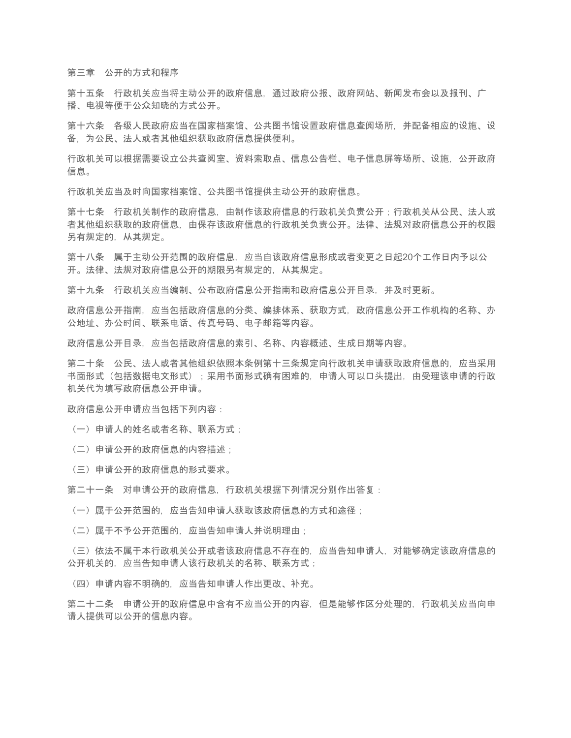## 第三章　公开的方式和程序

第十五条　行政机关应当将主动公开的政府信息，通过政府公报、政府网站、新闻发布会以及报刊、广播、电视等便于公众知晓的方式公开。

第十六条　各级人民政府应当在国家档案馆、公共图书馆设置政府信息查阅场所，并配备相应的设施、设备，为公民、法人或者其他组织获取政府信息提供便利。

行政机关可以根据需要设立公共查阅室、资料索取点、信息公告栏、电子信息屏等场所、设施，公开政府信息。

行政机关应当及时向国家档案馆、公共图书馆提供主动公开的政府信息。

第十七条　行政机关制作的政府信息，由制作该政府信息的行政机关负责公开；行政机关从公民、法人或者其他组织获取的政府信息，由保存该政府信息的行政机关负责公开。法律、法规对政府信息公开的权限另有规定的，从其规定。

第十八条　属于主动公开范围的政府信息，应当自该政府信息形成或者变更之日起20个工作日内予以公开。法律、法规对政府信息公开的期限另有规定的，从其规定。

第十九条　行政机关应当编制、公布政府信息公开指南和政府信息公开目录，并及时更新。

政府信息公开指南，应当包括政府信息的分类、编排体系、获取方式，政府信息公开工作机构的名称、办公地址、办公时间、联系电话、传真号码、电子邮箱等内容。

政府信息公开目录，应当包括政府信息的索引、名称、内容概述、生成日期等内容。

第二十条　公民、法人或者其他组织依照本条例第十三条规定向行政机关申请获取政府信息的，应当采用书面形式（包括数据电文形式）；采用书面形式确有困难的，申请人可以口头提出，由受理该申请的行政机关代为填写政府信息公开申请。

政府信息公开申请应当包括下列内容：

（一）申请人的姓名或者名称、联系方式；

（二）申请公开的政府信息的内容描述；

（三）申请公开的政府信息的形式要求。

第二十一条　对申请公开的政府信息，行政机关根据下列情况分别作出答复：

（一）属于公开范围的，应当告知申请人获取该政府信息的方式和途径；

（二）属于不予公开范围的，应当告知申请人并说明理由；

（三）依法不属于本行政机关公开或者该政府信息不存在的，应当告知申请人，对能够确定该政府信息的公开机关的，应当告知申请人该行政机关的名称、联系方式；

（四）申请内容不明确的，应当告知申请人作出更改、补充。

第二十二条　申请公开的政府信息中含有不应当公开的内容，但是能够作区分处理的，行政机关应当向申请人提供可以公开的信息内容。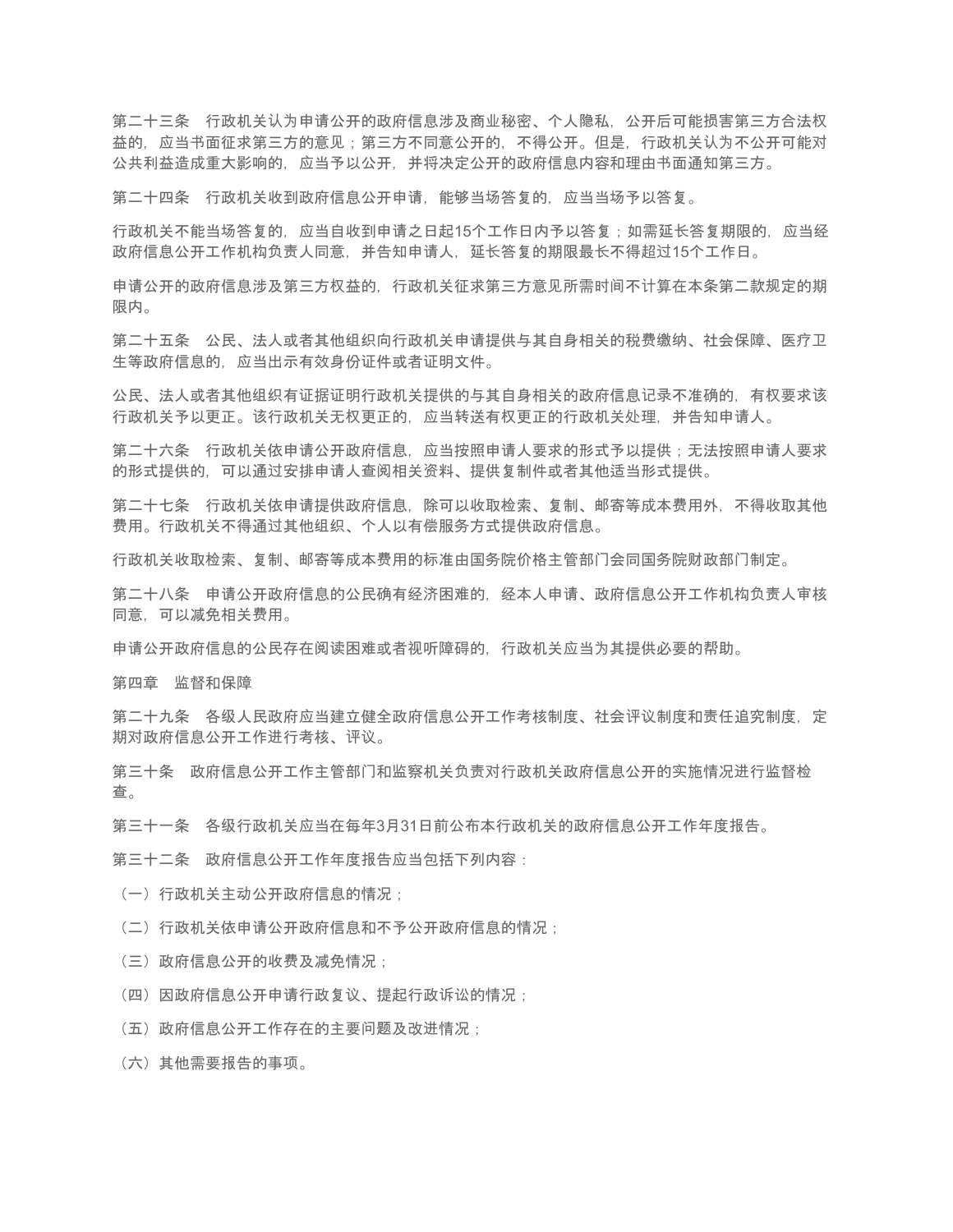第二十三条　行政机关认为申请公开的政府信息涉及商业秘密、个人隐私，公开后可能损害第三方合法权益的，应当书面征求第三方的意见；第三方不同意公开的，不得公开。但是，行政机关认为不公开可能对公共利益造成重大影响的，应当予以公开，并将决定公开的政府信息内容和理由书面通知第三方。

第二十四条　行政机关收到政府信息公开申请，能够当场答复的，应当当场予以答复。

行政机关不能当场答复的，应当自收到申请之日起15个工作日内予以答复；如需延长答复期限的，应当经政府信息公开工作机构负责人同意，并告知申请人，延长答复的期限最长不得超过15个工作日。

申请公开的政府信息涉及第三方权益的，行政机关征求第三方意见所需时间不计算在本条第二款规定的期限内。

第二十五条　公民、法人或者其他组织向行政机关申请提供与其自身相关的税费缴纳、社会保障、医疗卫生等政府信息的，应当出示有效身份证件或者证明文件。

公民、法人或者其他组织有证据证明行政机关提供的与其自身相关的政府信息记录不准确的，有权要求该行政机关予以更正。该行政机关无权更正的，应当转送有权更正的行政机关处理，并告知申请人。

第二十六条　行政机关依申请公开政府信息，应当按照申请人要求的形式予以提供；无法按照申请人要求的形式提供的，可以通过安排申请人查阅相关资料、提供复制件或者其他适当形式提供。

第二十七条　行政机关依申请提供政府信息，除可以收取检索、复制、邮寄等成本费用外，不得收取其他费用。行政机关不得通过其他组织、个人以有偿服务方式提供政府信息。

行政机关收取检索、复制、邮寄等成本费用的标准由国务院价格主管部门会同国务院财政部门制定。

第二十八条　申请公开政府信息的公民确有经济困难的，经本人申请、政府信息公开工作机构负责人审核同意，可以减免相关费用。

申请公开政府信息的公民存在阅读困难或者视听障碍的，行政机关应当为其提供必要的帮助。

## 第四章　监督和保障

第二十九条　各级人民政府应当建立健全政府信息公开工作考核制度、社会评议制度和责任追究制度，定期对政府信息公开工作进行考核、评议。

第三十条　政府信息公开工作主管部门和监察机关负责对行政机关政府信息公开的实施情况进行监督检查。

第三十一条　各级行政机关应当在每年3月31日前公布本行政机关的政府信息公开工作年度报告。

第三十二条　政府信息公开工作年度报告应当包括下列内容：

（一）行政机关主动公开政府信息的情况；

（二）行政机关依申请公开政府信息和不予公开政府信息的情况；

（三）政府信息公开的收费及减免情况；

（四）因政府信息公开申请行政复议、提起行政诉讼的情况；

（五）政府信息公开工作存在的主要问题及改进情况；

（六）其他需要报告的事项。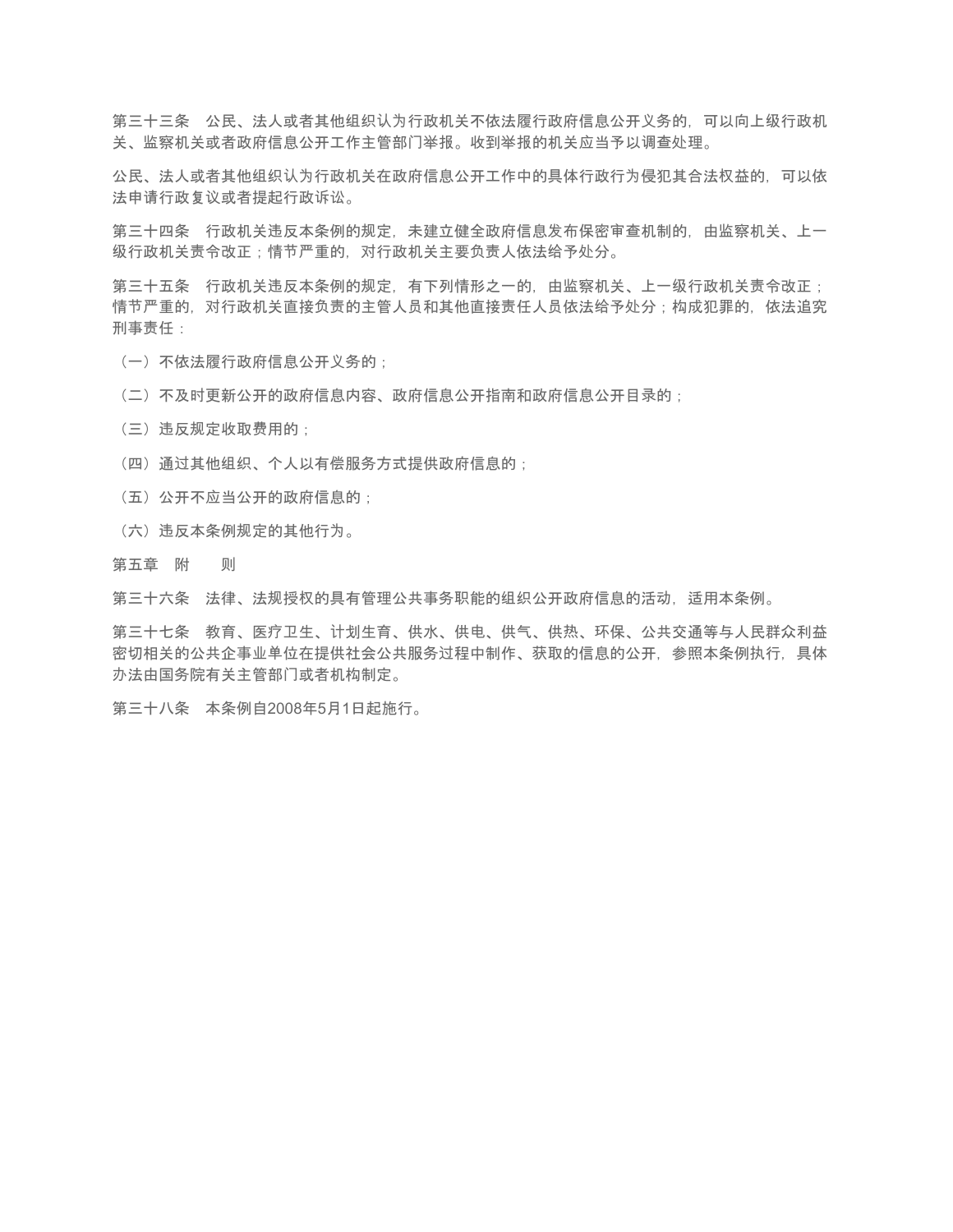第三十三条　公民、法人或者其他组织认为行政机关不依法履行政府信息公开义务的，可以向上级行政机关、监察机关或者政府信息公开工作主管部门举报。收到举报的机关应当予以调查处理。

公民、法人或者其他组织认为行政机关在政府信息公开工作中的具体行政行为侵犯其合法权益的，可以依法申请行政复议或者提起行政诉讼。

第三十四条　行政机关违反本条例的规定，未建立健全政府信息发布保密审查机制的，由监察机关、上一级行政机关责令改正；情节严重的，对行政机关主要负责人依法给予处分。

第三十五条　行政机关违反本条例的规定，有下列情形之一的，由监察机关、上一级行政机关责令改正；情节严重的，对行政机关直接负责的主管人员和其他直接责任人员依法给予处分；构成犯罪的，依法追究刑事责任：

（一）不依法履行政府信息公开义务的；

（二）不及时更新公开的政府信息内容、政府信息公开指南和政府信息公开目录的；

（三）违反规定收取费用的；

（四）通过其他组织、个人以有偿服务方式提供政府信息的；

（五）公开不应当公开的政府信息的；

（六）违反本条例规定的其他行为。

## 第五章　附　　则

第三十六条　法律、法规授权的具有管理公共事务职能的组织公开政府信息的活动，适用本条例。

第三十七条　教育、医疗卫生、计划生育、供水、供电、供气、供热、环保、公共交通等与人民群众利益密切相关的公共企事业单位在提供社会公共服务过程中制作、获取的信息的公开，参照本条例执行，具体办法由国务院有关主管部门或者机构制定。

第三十八条　本条例自2008年5月1日起施行。